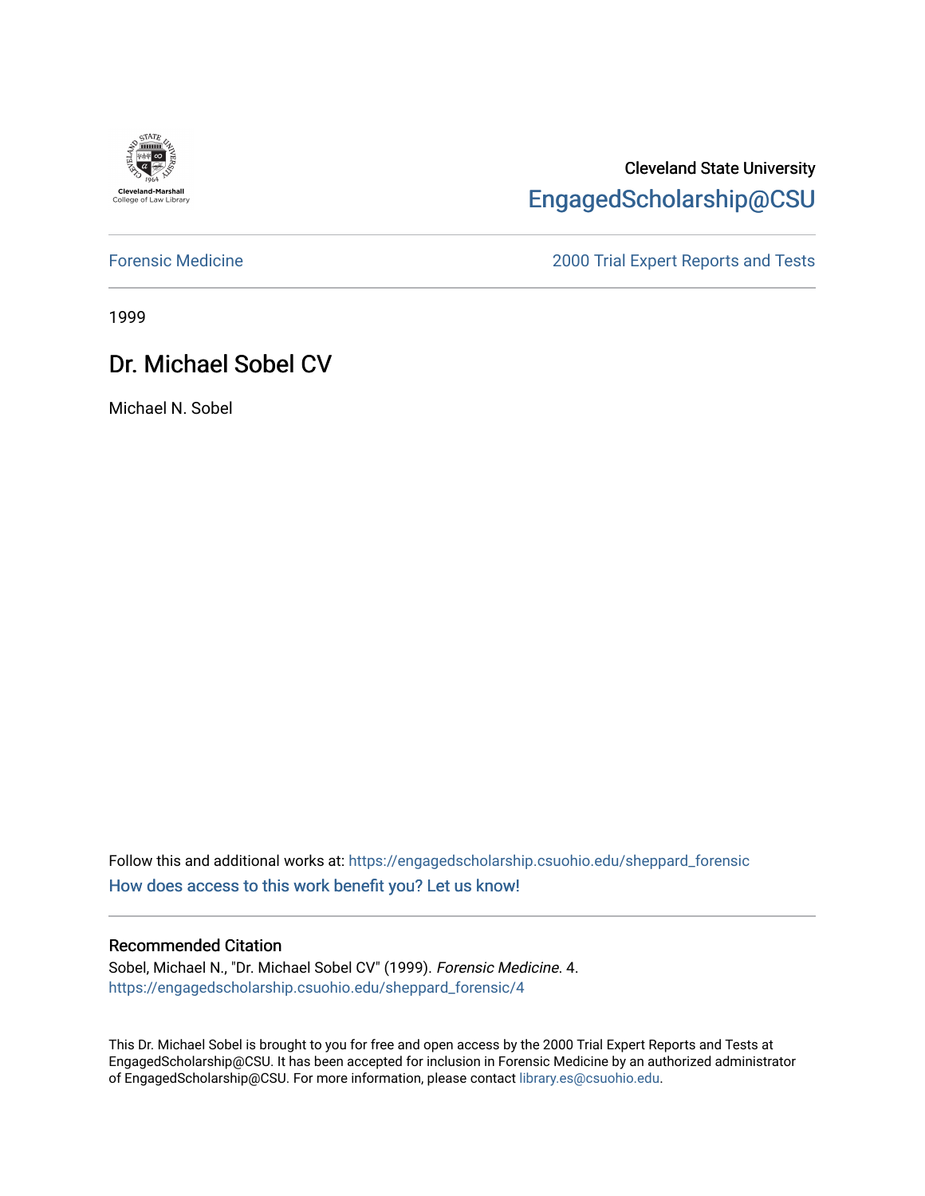Cleveland-Marshall College of Law Library

Cleveland State University
EngagedScholarship@CSU

Forensic Medicine

2000 Trial Expert Reports and Tests

1999

# Dr. Michael Sobel CV

Michael N. Sobel

Follow this and additional works at: https://engagedscholarship.csuohio.edu/sheppard_forensic

How does access to this work benefit you? Let us know!

## Recommended Citation

Sobel, Michael N., "Dr. Michael Sobel CV" (1999). *Forensic Medicine.* 4.
https://engagedscholarship.csuohio.edu/sheppard_forensic/4

This Dr. Michael Sobel is brought to you for free and open access by the 2000 Trial Expert Reports and Tests at EngagedScholarship@CSU. It has been accepted for inclusion in Forensic Medicine by an authorized administrator of EngagedScholarship@CSU. For more information, please contact library.es@csuohio.edu.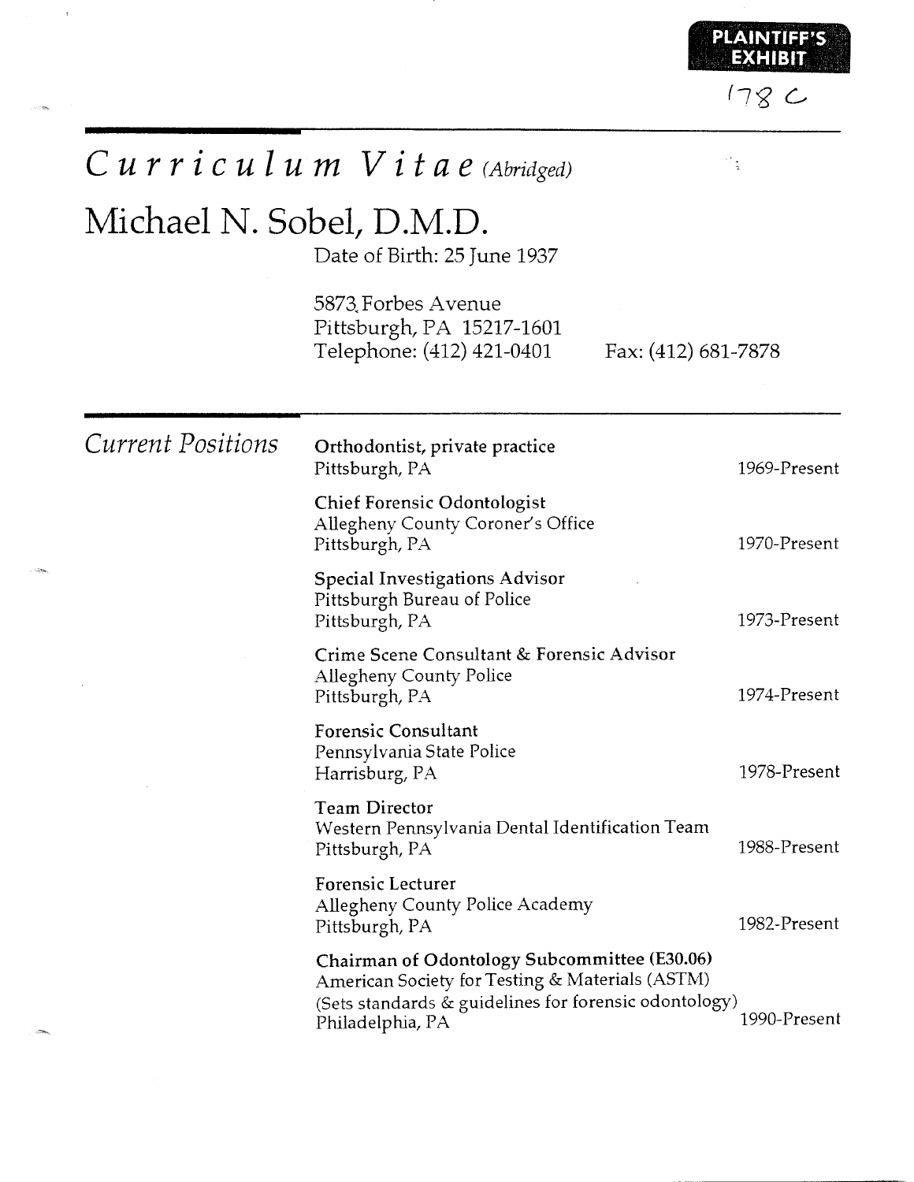PLAINTIFF'S EXHIBIT

178 C

# *Curriculum Vitae (Abridged)*

# Michael N. Sobel, D.M.D.

Date of Birth: 25 June 1937

5873 Forbes Avenue
Pittsburgh, PA 15217-1601
Telephone: (412) 421-0401 Fax: (412) 681-7878

## *Current Positions*

**Orthodontist, private practice**
Pittsburgh, PA — 1969-Present

**Chief Forensic Odontologist**
Allegheny County Coroner's Office
Pittsburgh, PA — 1970-Present

**Special Investigations Advisor**
Pittsburgh Bureau of Police
Pittsburgh, PA — 1973-Present

**Crime Scene Consultant & Forensic Advisor**
Allegheny County Police
Pittsburgh, PA — 1974-Present

**Forensic Consultant**
Pennsylvania State Police
Harrisburg, PA — 1978-Present

**Team Director**
Western Pennsylvania Dental Identification Team
Pittsburgh, PA — 1988-Present

**Forensic Lecturer**
Allegheny County Police Academy
Pittsburgh, PA — 1982-Present

**Chairman of Odontology Subcommittee (E30.06)**
American Society for Testing & Materials (ASTM)
(Sets standards & guidelines for forensic odontology)
Philadelphia, PA — 1990-Present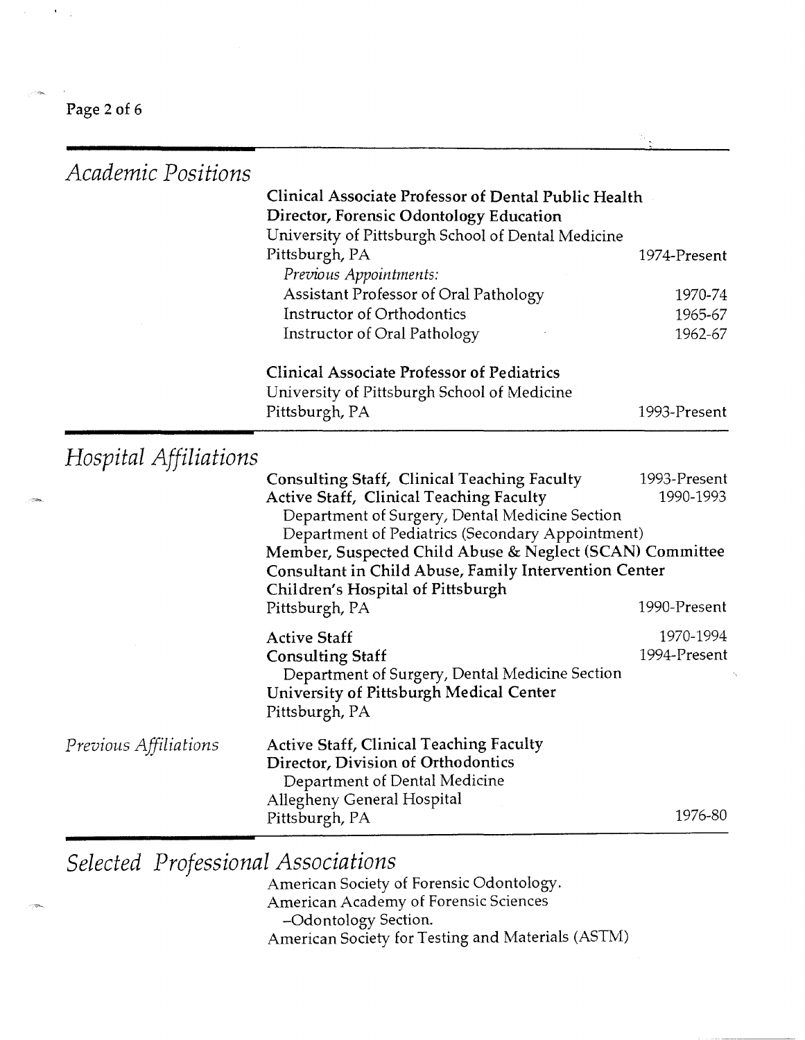## Academic Positions

**Clinical Associate Professor of Dental Public Health**
**Director, Forensic Odontology Education**
University of Pittsburgh School of Dental Medicine
Pittsburgh, PA — 1974-Present

*Previous Appointments:*

- Assistant Professor of Oral Pathology — 1970-74
- Instructor of Orthodontics — 1965-67
- Instructor of Oral Pathology — 1962-67

**Clinical Associate Professor of Pediatrics**
University of Pittsburgh School of Medicine
Pittsburgh, PA — 1993-Present

## Hospital Affiliations

**Consulting Staff, Clinical Teaching Faculty** — 1993-Present
**Active Staff, Clinical Teaching Faculty** — 1990-1993
Department of Surgery, Dental Medicine Section
Department of Pediatrics (Secondary Appointment)
**Member, Suspected Child Abuse & Neglect (SCAN) Committee**
**Consultant in Child Abuse, Family Intervention Center**
**Children's Hospital of Pittsburgh**
Pittsburgh, PA — 1990-Present

**Active Staff** — 1970-1994
**Consulting Staff** — 1994-Present
Department of Surgery, Dental Medicine Section
**University of Pittsburgh Medical Center**
Pittsburgh, PA

*Previous Affiliations*

**Active Staff, Clinical Teaching Faculty**
**Director, Division of Orthodontics**
Department of Dental Medicine
Allegheny General Hospital
Pittsburgh, PA — 1976-80

## Selected Professional Associations

American Society of Forensic Odontology.
American Academy of Forensic Sciences
–Odontology Section.
American Society for Testing and Materials (ASTM)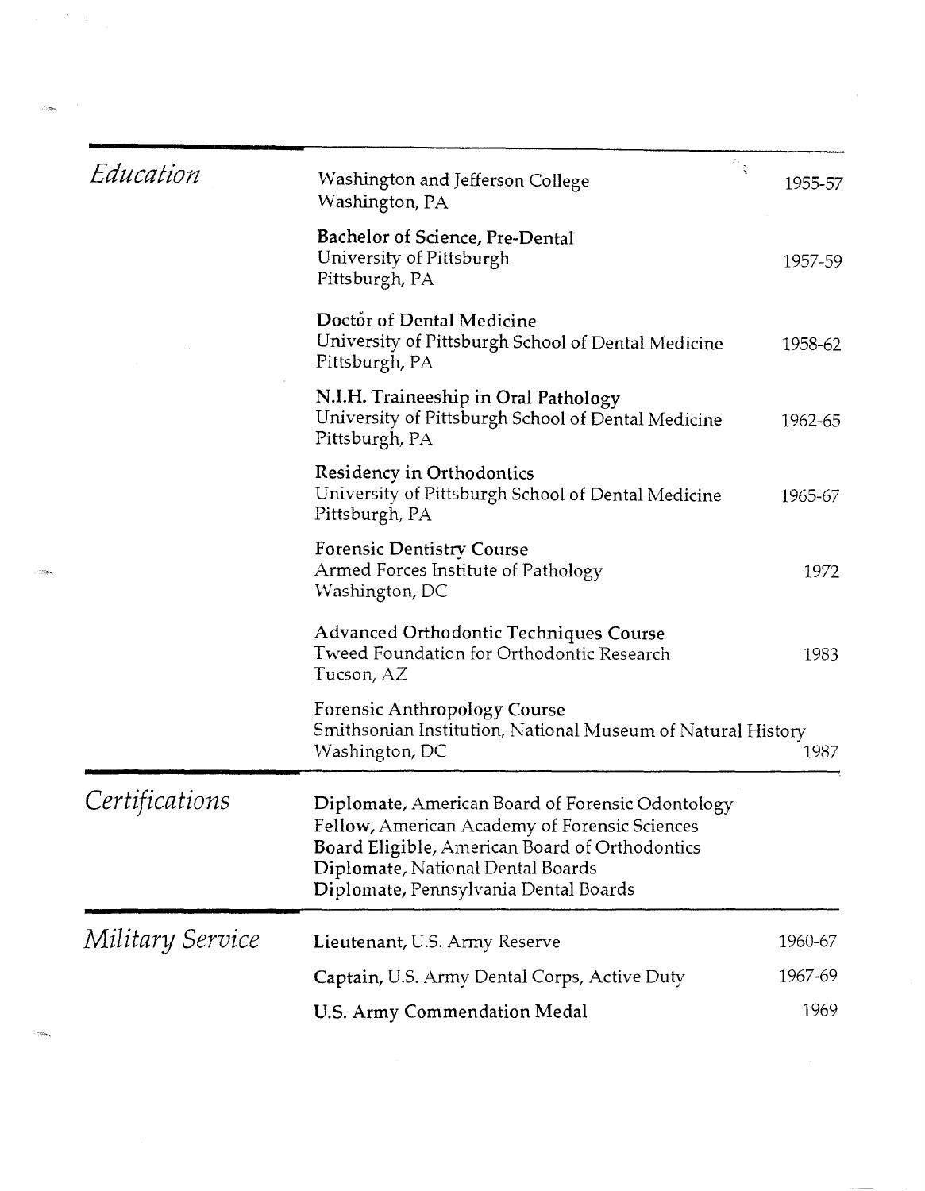## *Education*

Washington and Jefferson College  
Washington, PA — 1955-57

**Bachelor of Science, Pre-Dental**  
University of Pittsburgh  
Pittsburgh, PA — 1957-59

**Doctor of Dental Medicine**  
University of Pittsburgh School of Dental Medicine  
Pittsburgh, PA — 1958-62

**N.I.H. Traineeship in Oral Pathology**  
University of Pittsburgh School of Dental Medicine  
Pittsburgh, PA — 1962-65

**Residency in Orthodontics**  
University of Pittsburgh School of Dental Medicine  
Pittsburgh, PA — 1965-67

**Forensic Dentistry Course**  
Armed Forces Institute of Pathology  
Washington, DC — 1972

**Advanced Orthodontic Techniques Course**  
Tweed Foundation for Orthodontic Research  
Tucson, AZ — 1983

**Forensic Anthropology Course**  
Smithsonian Institution, National Museum of Natural History  
Washington, DC — 1987

## *Certifications*

**Diplomate,** American Board of Forensic Odontology  
**Fellow,** American Academy of Forensic Sciences  
**Board Eligible,** American Board of Orthodontics  
**Diplomate,** National Dental Boards  
**Diplomate,** Pennsylvania Dental Boards

## *Military Service*

**Lieutenant,** U.S. Army Reserve — 1960-67

**Captain,** U.S. Army Dental Corps, Active Duty — 1967-69

**U.S. Army Commendation Medal** — 1969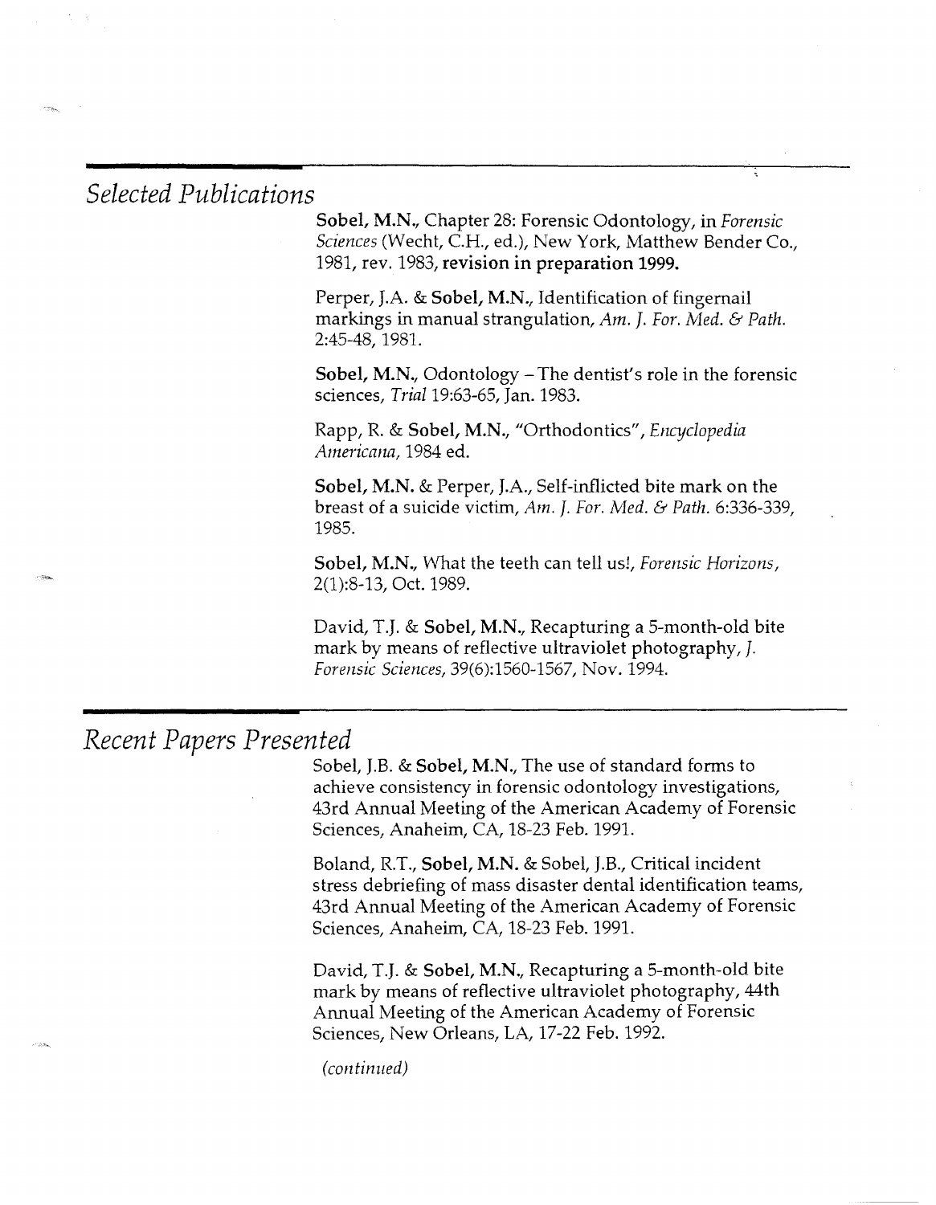## *Selected Publications*

**Sobel, M.N.**, Chapter 28: Forensic Odontology, in *Forensic Sciences* (Wecht, C.H., ed.), New York, Matthew Bender Co., 1981, rev. 1983, **revision in preparation 1999.**

Perper, J.A. & **Sobel, M.N.**, Identification of fingernail markings in manual strangulation, *Am. J. For. Med. & Path.* 2:45-48, 1981.

**Sobel, M.N.**, Odontology – The dentist's role in the forensic sciences, *Trial* 19:63-65, Jan. 1983.

Rapp, R. & **Sobel, M.N.**, "Orthodontics", *Encyclopedia Americana*, 1984 ed.

**Sobel, M.N.** & Perper, J.A., Self-inflicted bite mark on the breast of a suicide victim, *Am. J. For. Med. & Path.* 6:336-339, 1985.

**Sobel, M.N.**, What the teeth can tell us!, *Forensic Horizons*, 2(1):8-13, Oct. 1989.

David, T.J. & **Sobel, M.N.**, Recapturing a 5-month-old bite mark by means of reflective ultraviolet photography, *J. Forensic Sciences*, 39(6):1560-1567, Nov. 1994.

## *Recent Papers Presented*

Sobel, J.B. & **Sobel, M.N.**, The use of standard forms to achieve consistency in forensic odontology investigations, 43rd Annual Meeting of the American Academy of Forensic Sciences, Anaheim, CA, 18-23 Feb. 1991.

Boland, R.T., **Sobel, M.N.** & Sobel, J.B., Critical incident stress debriefing of mass disaster dental identification teams, 43rd Annual Meeting of the American Academy of Forensic Sciences, Anaheim, CA, 18-23 Feb. 1991.

David, T.J. & **Sobel, M.N.**, Recapturing a 5-month-old bite mark by means of reflective ultraviolet photography, 44th Annual Meeting of the American Academy of Forensic Sciences, New Orleans, LA, 17-22 Feb. 1992.

*(continued)*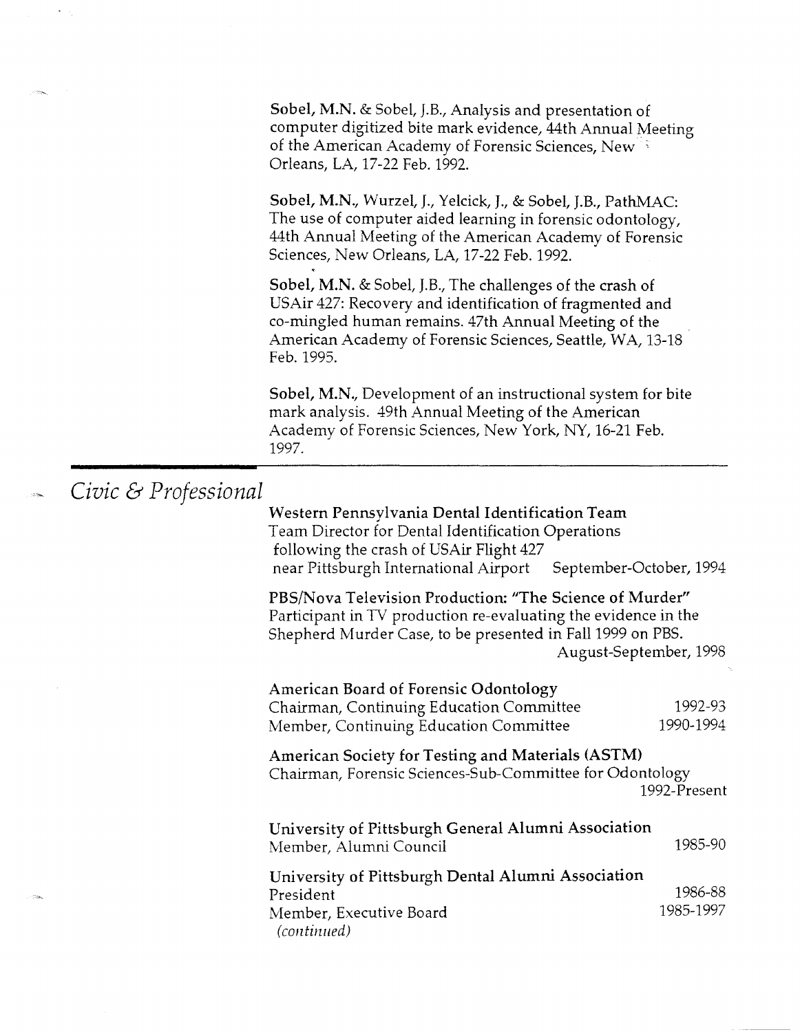**Sobel, M.N.** & Sobel, J.B., Analysis and presentation of computer digitized bite mark evidence, 44th Annual Meeting of the American Academy of Forensic Sciences, New Orleans, LA, 17-22 Feb. 1992.

**Sobel, M.N.**, Wurzel, J., Yelcick, J., & Sobel, J.B., PathMAC: The use of computer aided learning in forensic odontology, 44th Annual Meeting of the American Academy of Forensic Sciences, New Orleans, LA, 17-22 Feb. 1992.

**Sobel, M.N.** & Sobel, J.B., The challenges of the crash of USAir 427: Recovery and identification of fragmented and co-mingled human remains. 47th Annual Meeting of the American Academy of Forensic Sciences, Seattle, WA, 13-18 Feb. 1995.

**Sobel, M.N.**, Development of an instructional system for bite mark analysis. 49th Annual Meeting of the American Academy of Forensic Sciences, New York, NY, 16-21 Feb. 1997.

## *Civic & Professional*

**Western Pennsylvania Dental Identification Team**
Team Director for Dental Identification Operations following the crash of USAir Flight 427 near Pittsburgh International Airport — September-October, 1994

**PBS/Nova Television Production: "The Science of Murder"**
Participant in TV production re-evaluating the evidence in the Shepherd Murder Case, to be presented in Fall 1999 on PBS. — August-September, 1998

**American Board of Forensic Odontology**
Chairman, Continuing Education Committee — 1992-93
Member, Continuing Education Committee — 1990-1994

**American Society for Testing and Materials (ASTM)**
Chairman, Forensic Sciences-Sub-Committee for Odontology — 1992-Present

**University of Pittsburgh General Alumni Association**
Member, Alumni Council — 1985-90

**University of Pittsburgh Dental Alumni Association**
President — 1986-88
Member, Executive Board — 1985-1997
*(continued)*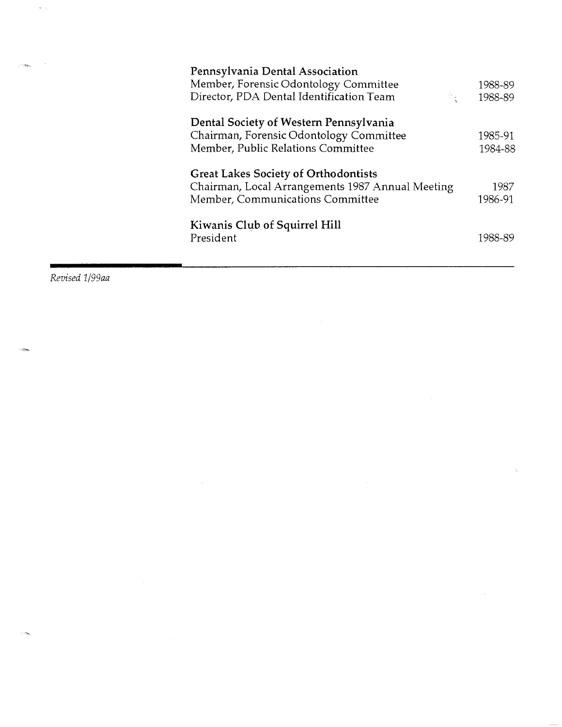**Pennsylvania Dental Association**

| | |
|---|---|
| Member, Forensic Odontology Committee | 1988-89 |
| Director, PDA Dental Identification Team | 1988-89 |

**Dental Society of Western Pennsylvania**

| | |
|---|---|
| Chairman, Forensic Odontology Committee | 1985-91 |
| Member, Public Relations Committee | 1984-88 |

**Great Lakes Society of Orthodontists**

| | |
|---|---|
| Chairman, Local Arrangements 1987 Annual Meeting | 1987 |
| Member, Communications Committee | 1986-91 |

**Kiwanis Club of Squirrel Hill**

| | |
|---|---|
| President | 1988-89 |

---

*Revised 1/99aa*